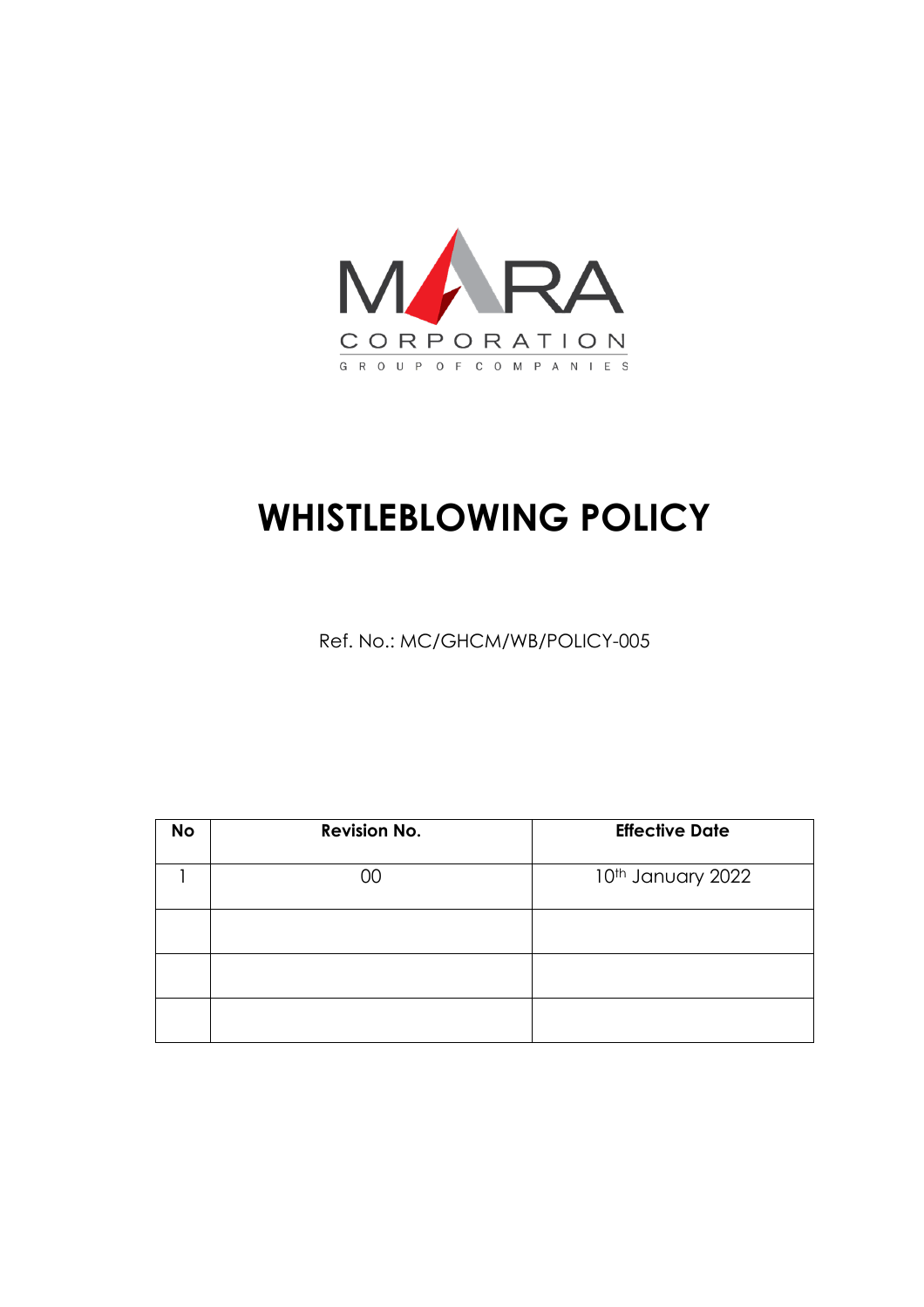MARA

CORPORATION

GROUP OF COMPANIES

# WHISTLEBLOWING POLICY

Ref. No.: MC/GHCM/WB/POLICY-005

| No | Revision No. | Effective Date |
|---|---|---|
| 1 | 00 | 10th January 2022 |
| | | |
| | | |
| | | |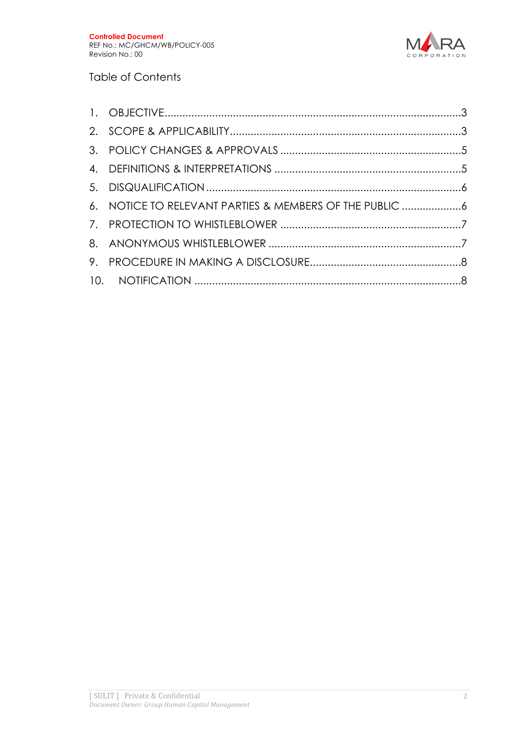## Table of Contents

1. OBJECTIVE ... 3
2. SCOPE & APPLICABILITY ... 3
3. POLICY CHANGES & APPROVALS ... 5
4. DEFINITIONS & INTERPRETATIONS ... 5
5. DISQUALIFICATION ... 6
6. NOTICE TO RELEVANT PARTIES & MEMBERS OF THE PUBLIC ... 6
7. PROTECTION TO WHISTLEBLOWER ... 7
8. ANONYMOUS WHISTLEBLOWER ... 7
9. PROCEDURE IN MAKING A DISCLOSURE ... 8
10. NOTIFICATION ... 8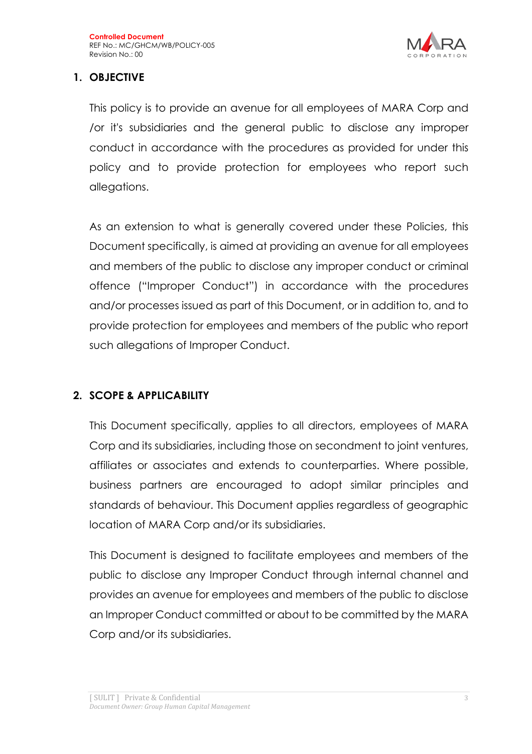## 1. OBJECTIVE

This policy is to provide an avenue for all employees of MARA Corp and /or it's subsidiaries and the general public to disclose any improper conduct in accordance with the procedures as provided for under this policy and to provide protection for employees who report such allegations.

As an extension to what is generally covered under these Policies, this Document specifically, is aimed at providing an avenue for all employees and members of the public to disclose any improper conduct or criminal offence ("Improper Conduct") in accordance with the procedures and/or processes issued as part of this Document, or in addition to, and to provide protection for employees and members of the public who report such allegations of Improper Conduct.

## 2. SCOPE & APPLICABILITY

This Document specifically, applies to all directors, employees of MARA Corp and its subsidiaries, including those on secondment to joint ventures, affiliates or associates and extends to counterparties. Where possible, business partners are encouraged to adopt similar principles and standards of behaviour. This Document applies regardless of geographic location of MARA Corp and/or its subsidiaries.

This Document is designed to facilitate employees and members of the public to disclose any Improper Conduct through internal channel and provides an avenue for employees and members of the public to disclose an Improper Conduct committed or about to be committed by the MARA Corp and/or its subsidiaries.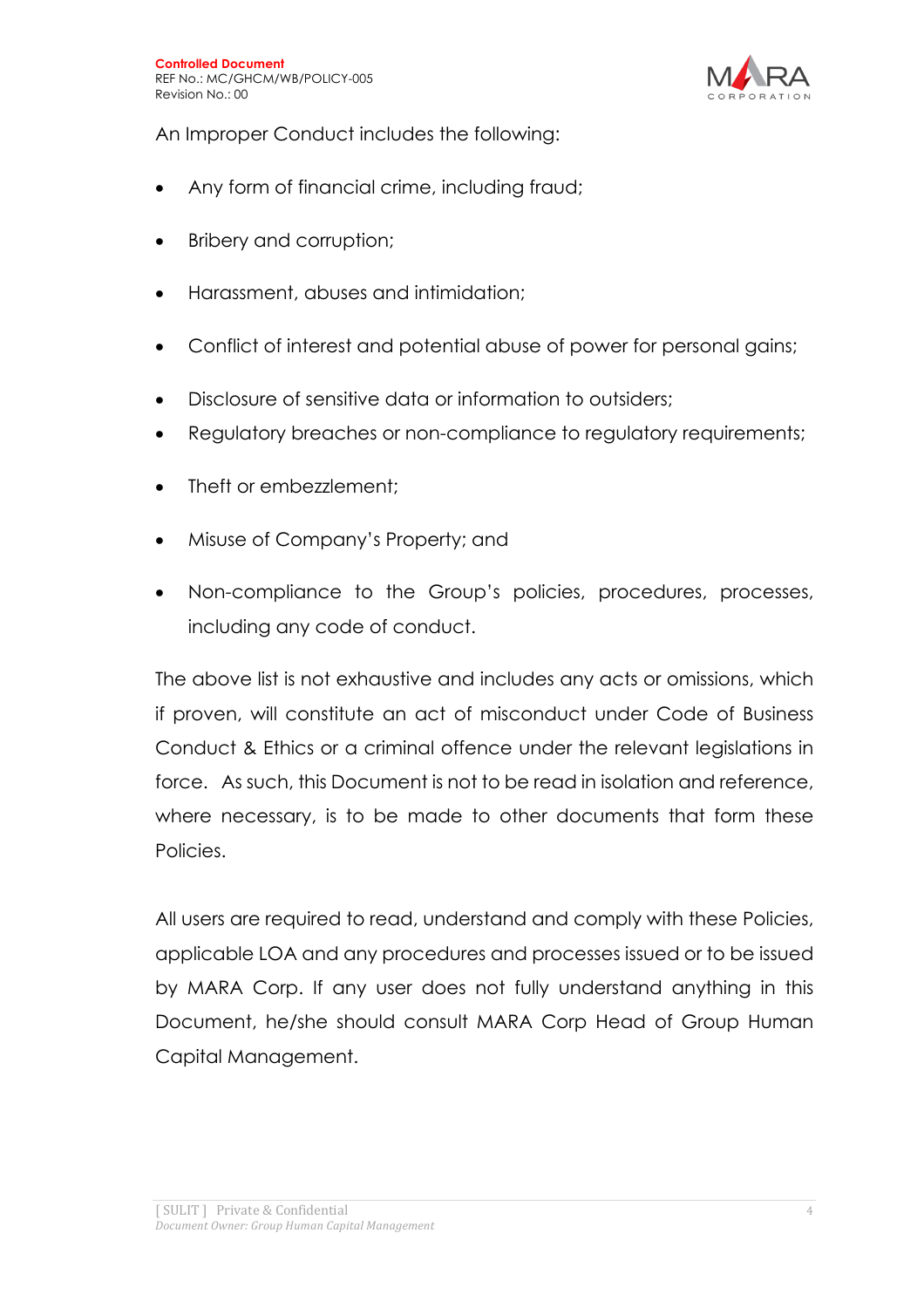An Improper Conduct includes the following:

- Any form of financial crime, including fraud;
- Bribery and corruption;
- Harassment, abuses and intimidation;
- Conflict of interest and potential abuse of power for personal gains;
- Disclosure of sensitive data or information to outsiders;
- Regulatory breaches or non-compliance to regulatory requirements;
- Theft or embezzlement;
- Misuse of Company's Property; and
- Non-compliance to the Group's policies, procedures, processes, including any code of conduct.

The above list is not exhaustive and includes any acts or omissions, which if proven, will constitute an act of misconduct under Code of Business Conduct & Ethics or a criminal offence under the relevant legislations in force. As such, this Document is not to be read in isolation and reference, where necessary, is to be made to other documents that form these Policies.

All users are required to read, understand and comply with these Policies, applicable LOA and any procedures and processes issued or to be issued by MARA Corp. If any user does not fully understand anything in this Document, he/she should consult MARA Corp Head of Group Human Capital Management.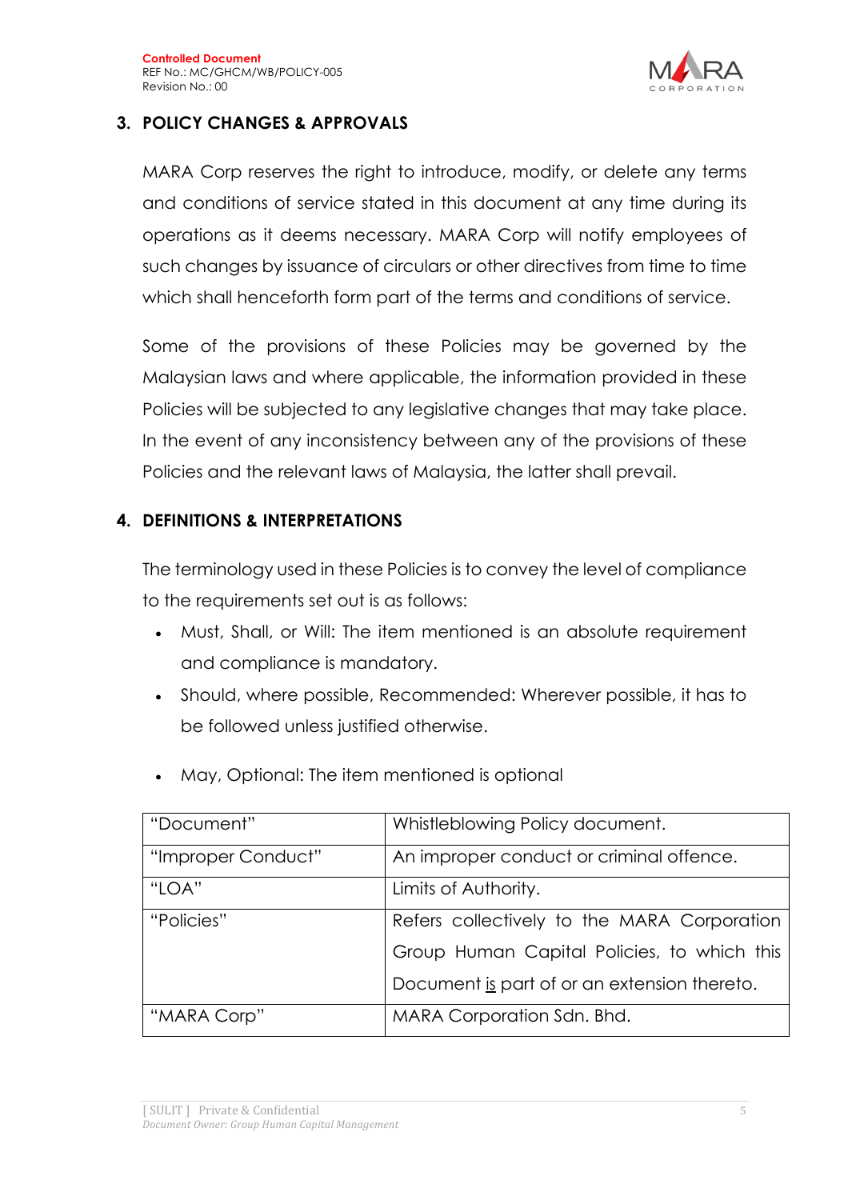## 3. POLICY CHANGES & APPROVALS

MARA Corp reserves the right to introduce, modify, or delete any terms and conditions of service stated in this document at any time during its operations as it deems necessary. MARA Corp will notify employees of such changes by issuance of circulars or other directives from time to time which shall henceforth form part of the terms and conditions of service.

Some of the provisions of these Policies may be governed by the Malaysian laws and where applicable, the information provided in these Policies will be subjected to any legislative changes that may take place. In the event of any inconsistency between any of the provisions of these Policies and the relevant laws of Malaysia, the latter shall prevail.

## 4. DEFINITIONS & INTERPRETATIONS

The terminology used in these Policies is to convey the level of compliance to the requirements set out is as follows:

- Must, Shall, or Will: The item mentioned is an absolute requirement and compliance is mandatory.
- Should, where possible, Recommended: Wherever possible, it has to be followed unless justified otherwise.
- May, Optional: The item mentioned is optional

| | |
|---|---|
| "Document" | Whistleblowing Policy document. |
| "Improper Conduct" | An improper conduct or criminal offence. |
| "LOA" | Limits of Authority. |
| "Policies" | Refers collectively to the MARA Corporation Group Human Capital Policies, to which this Document is part of or an extension thereto. |
| "MARA Corp" | MARA Corporation Sdn. Bhd. |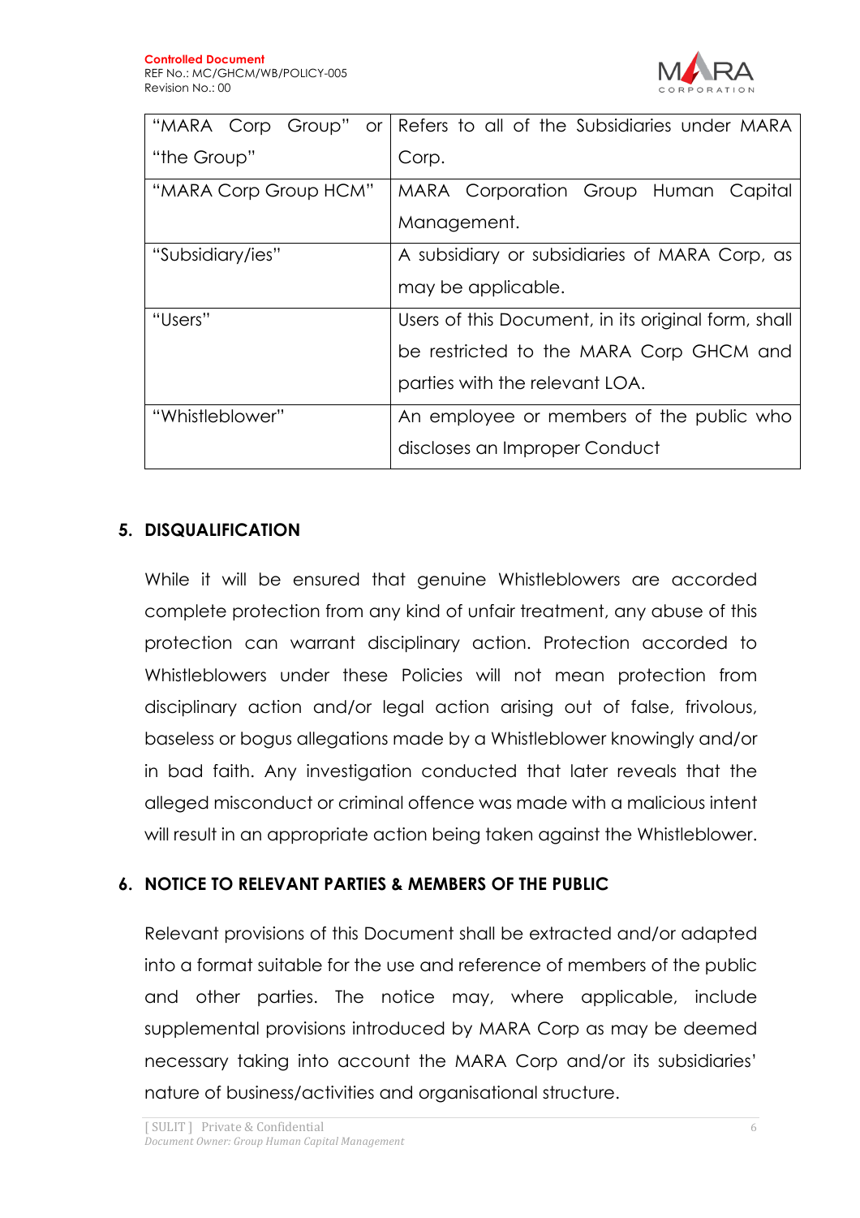| | |
|---|---|
| "MARA Corp Group" or "the Group" | Refers to all of the Subsidiaries under MARA Corp. |
| "MARA Corp Group HCM" | MARA Corporation Group Human Capital Management. |
| "Subsidiary/ies" | A subsidiary or subsidiaries of MARA Corp, as may be applicable. |
| "Users" | Users of this Document, in its original form, shall be restricted to the MARA Corp GHCM and parties with the relevant LOA. |
| "Whistleblower" | An employee or members of the public who discloses an Improper Conduct |

## 5. DISQUALIFICATION

While it will be ensured that genuine Whistleblowers are accorded complete protection from any kind of unfair treatment, any abuse of this protection can warrant disciplinary action. Protection accorded to Whistleblowers under these Policies will not mean protection from disciplinary action and/or legal action arising out of false, frivolous, baseless or bogus allegations made by a Whistleblower knowingly and/or in bad faith. Any investigation conducted that later reveals that the alleged misconduct or criminal offence was made with a malicious intent will result in an appropriate action being taken against the Whistleblower.

## 6. NOTICE TO RELEVANT PARTIES & MEMBERS OF THE PUBLIC

Relevant provisions of this Document shall be extracted and/or adapted into a format suitable for the use and reference of members of the public and other parties. The notice may, where applicable, include supplemental provisions introduced by MARA Corp as may be deemed necessary taking into account the MARA Corp and/or its subsidiaries' nature of business/activities and organisational structure.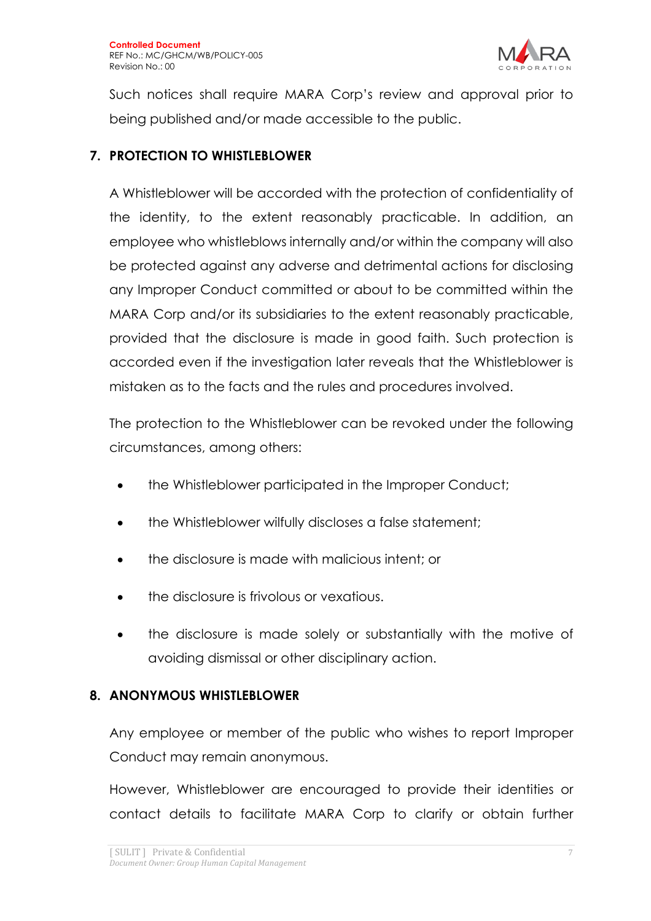Such notices shall require MARA Corp's review and approval prior to being published and/or made accessible to the public.

## 7. PROTECTION TO WHISTLEBLOWER

A Whistleblower will be accorded with the protection of confidentiality of the identity, to the extent reasonably practicable. In addition, an employee who whistleblows internally and/or within the company will also be protected against any adverse and detrimental actions for disclosing any Improper Conduct committed or about to be committed within the MARA Corp and/or its subsidiaries to the extent reasonably practicable, provided that the disclosure is made in good faith. Such protection is accorded even if the investigation later reveals that the Whistleblower is mistaken as to the facts and the rules and procedures involved.

The protection to the Whistleblower can be revoked under the following circumstances, among others:

- the Whistleblower participated in the Improper Conduct;
- the Whistleblower wilfully discloses a false statement;
- the disclosure is made with malicious intent; or
- the disclosure is frivolous or vexatious.
- the disclosure is made solely or substantially with the motive of avoiding dismissal or other disciplinary action.

## 8. ANONYMOUS WHISTLEBLOWER

Any employee or member of the public who wishes to report Improper Conduct may remain anonymous.

However, Whistleblower are encouraged to provide their identities or contact details to facilitate MARA Corp to clarify or obtain further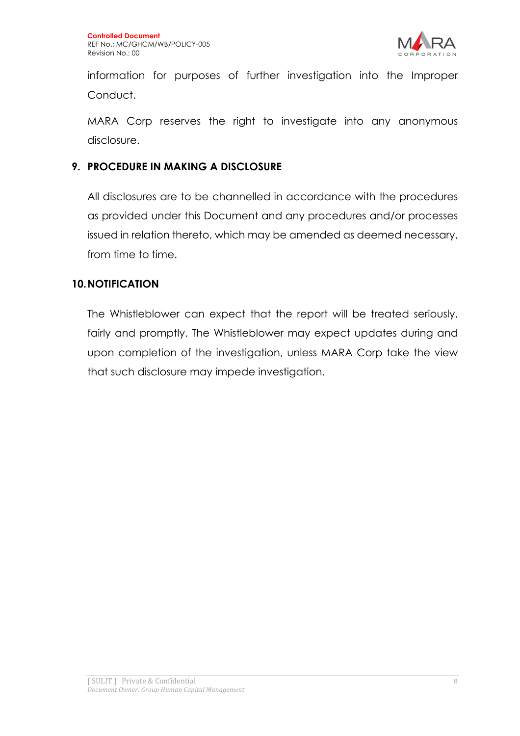information for purposes of further investigation into the Improper Conduct.

MARA Corp reserves the right to investigate into any anonymous disclosure.

## 9. PROCEDURE IN MAKING A DISCLOSURE

All disclosures are to be channelled in accordance with the procedures as provided under this Document and any procedures and/or processes issued in relation thereto, which may be amended as deemed necessary, from time to time.

## 10. NOTIFICATION

The Whistleblower can expect that the report will be treated seriously, fairly and promptly. The Whistleblower may expect updates during and upon completion of the investigation, unless MARA Corp take the view that such disclosure may impede investigation.